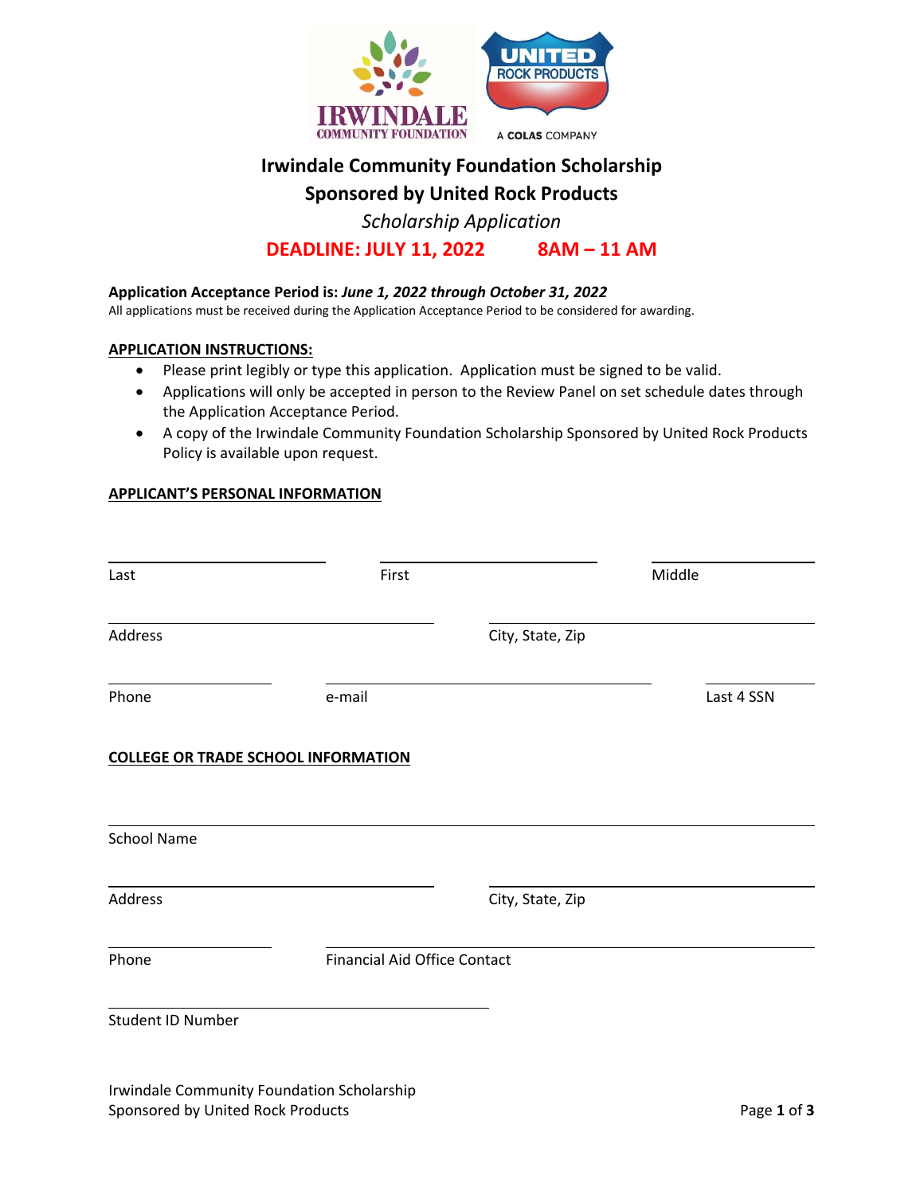# Irwindale Community Foundation Scholarship

## Sponsored by United Rock Products

*Scholarship Application*

**DEADLINE: JULY 11, 2022 8AM – 11 AM**

**Application Acceptance Period is:** ***June 1, 2022 through October 31, 2022***

All applications must be received during the Application Acceptance Period to be considered for awarding.

**APPLICATION INSTRUCTIONS:**

- Please print legibly or type this application. Application must be signed to be valid.
- Applications will only be accepted in person to the Review Panel on set schedule dates through the Application Acceptance Period.
- A copy of the Irwindale Community Foundation Scholarship Sponsored by United Rock Products Policy is available upon request.

**APPLICANT'S PERSONAL INFORMATION**

Last ____________ First ____________ Middle ____________

Address ____________ City, State, Zip ____________

Phone ____________ e-mail ____________ Last 4 SSN ____________

**COLLEGE OR TRADE SCHOOL INFORMATION**

School Name ____________

Address ____________ City, State, Zip ____________

Phone ____________ Financial Aid Office Contact ____________

Student ID Number ____________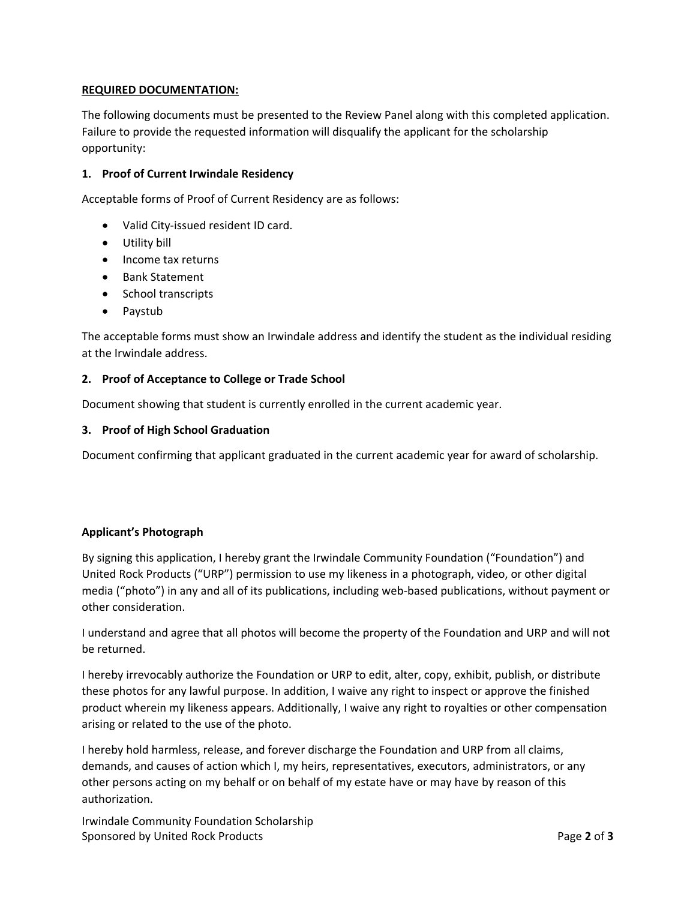**REQUIRED DOCUMENTATION:**

The following documents must be presented to the Review Panel along with this completed application. Failure to provide the requested information will disqualify the applicant for the scholarship opportunity:

**1. Proof of Current Irwindale Residency**

Acceptable forms of Proof of Current Residency are as follows:

- Valid City-issued resident ID card.
- Utility bill
- Income tax returns
- Bank Statement
- School transcripts
- Paystub

The acceptable forms must show an Irwindale address and identify the student as the individual residing at the Irwindale address.

**2. Proof of Acceptance to College or Trade School**

Document showing that student is currently enrolled in the current academic year.

**3. Proof of High School Graduation**

Document confirming that applicant graduated in the current academic year for award of scholarship.

**Applicant's Photograph**

By signing this application, I hereby grant the Irwindale Community Foundation ("Foundation") and United Rock Products ("URP") permission to use my likeness in a photograph, video, or other digital media ("photo") in any and all of its publications, including web-based publications, without payment or other consideration.

I understand and agree that all photos will become the property of the Foundation and URP and will not be returned.

I hereby irrevocably authorize the Foundation or URP to edit, alter, copy, exhibit, publish, or distribute these photos for any lawful purpose. In addition, I waive any right to inspect or approve the finished product wherein my likeness appears. Additionally, I waive any right to royalties or other compensation arising or related to the use of the photo.

I hereby hold harmless, release, and forever discharge the Foundation and URP from all claims, demands, and causes of action which I, my heirs, representatives, executors, administrators, or any other persons acting on my behalf or on behalf of my estate have or may have by reason of this authorization.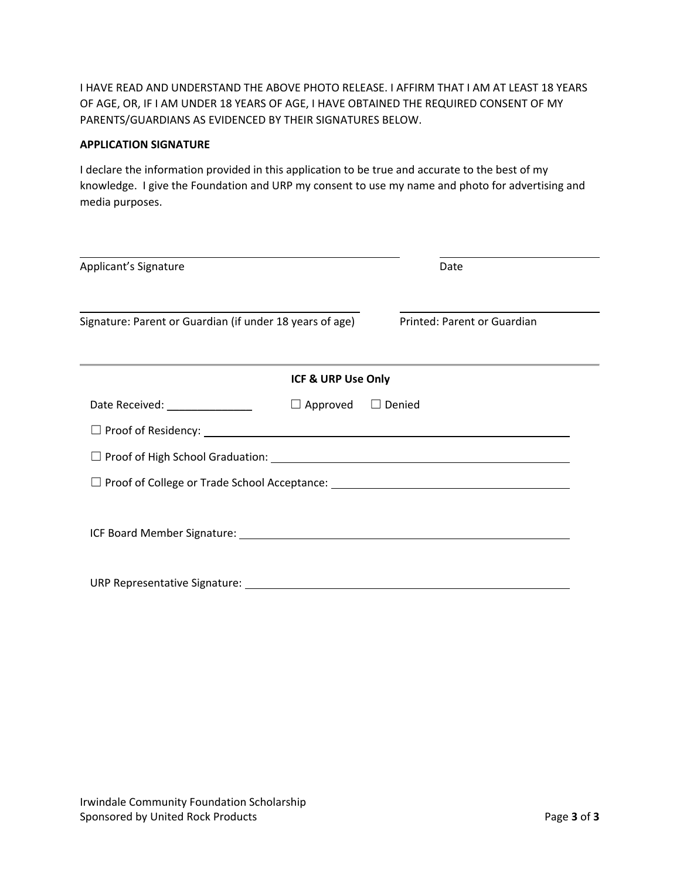I HAVE READ AND UNDERSTAND THE ABOVE PHOTO RELEASE. I AFFIRM THAT I AM AT LEAST 18 YEARS OF AGE, OR, IF I AM UNDER 18 YEARS OF AGE, I HAVE OBTAINED THE REQUIRED CONSENT OF MY PARENTS/GUARDIANS AS EVIDENCED BY THEIR SIGNATURES BELOW.

**APPLICATION SIGNATURE**

I declare the information provided in this application to be true and accurate to the best of my knowledge. I give the Foundation and URP my consent to use my name and photo for advertising and media purposes.

\_\_\_\_\_\_\_\_\_\_\_\_\_\_\_\_\_\_\_\_\_\_\_\_\_\_\_\_\_\_\_\_\_\_\_\_\_\_\_\_ \_\_\_\_\_\_\_\_\_\_\_\_\_\_\_\_\_\_\_\_

Applicant's Signature Date

\_\_\_\_\_\_\_\_\_\_\_\_\_\_\_\_\_\_\_\_\_\_\_\_\_\_\_\_\_\_\_\_\_\_\_\_\_\_\_\_ \_\_\_\_\_\_\_\_\_\_\_\_\_\_\_\_\_\_\_\_\_\_\_\_\_\_

Signature: Parent or Guardian (if under 18 years of age) Printed: Parent or Guardian

---

**ICF & URP Use Only**

Date Received: \_\_\_\_\_\_\_\_\_\_\_\_\_\_ ☐ Approved ☐ Denied

☐ Proof of Residency: \_\_\_\_\_\_\_\_\_\_\_\_\_\_\_\_\_\_\_\_\_\_\_\_\_\_\_\_\_\_\_\_\_\_\_\_\_\_\_\_\_\_\_\_

☐ Proof of High School Graduation: \_\_\_\_\_\_\_\_\_\_\_\_\_\_\_\_\_\_\_\_\_\_\_\_\_\_\_\_\_\_\_\_\_\_\_\_

☐ Proof of College or Trade School Acceptance: \_\_\_\_\_\_\_\_\_\_\_\_\_\_\_\_\_\_\_\_\_\_\_\_\_\_

ICF Board Member Signature: \_\_\_\_\_\_\_\_\_\_\_\_\_\_\_\_\_\_\_\_\_\_\_\_\_\_\_\_\_\_\_\_\_\_\_\_\_\_\_\_

URP Representative Signature: \_\_\_\_\_\_\_\_\_\_\_\_\_\_\_\_\_\_\_\_\_\_\_\_\_\_\_\_\_\_\_\_\_\_\_\_\_\_\_

Irwindale Community Foundation Scholarship
Sponsored by United Rock Products